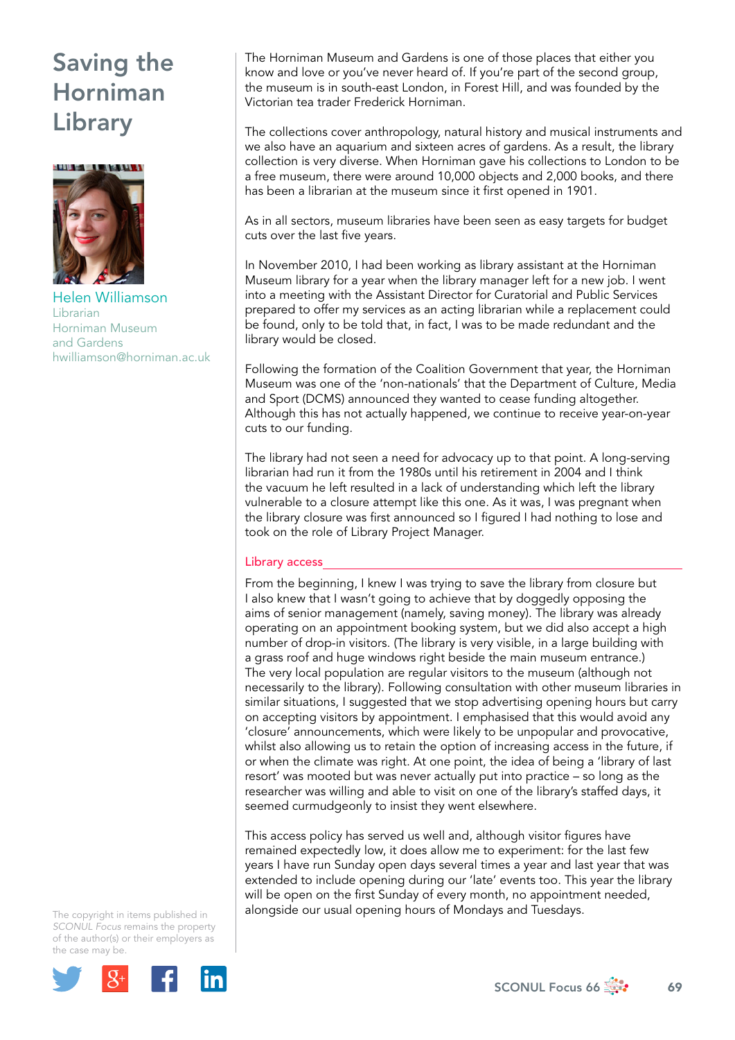# Saving the Horniman Library

Helen Williamson
Librarian
Horniman Museum and Gardens
hwilliamson@horniman.ac.uk

The copyright in items published in *SCONUL Focus* remains the property of the author(s) or their employers as the case may be.

The Horniman Museum and Gardens is one of those places that either you know and love or you've never heard of. If you're part of the second group, the museum is in south-east London, in Forest Hill, and was founded by the Victorian tea trader Frederick Horniman.

The collections cover anthropology, natural history and musical instruments and we also have an aquarium and sixteen acres of gardens. As a result, the library collection is very diverse. When Horniman gave his collections to London to be a free museum, there were around 10,000 objects and 2,000 books, and there has been a librarian at the museum since it first opened in 1901.

As in all sectors, museum libraries have been seen as easy targets for budget cuts over the last five years.

In November 2010, I had been working as library assistant at the Horniman Museum library for a year when the library manager left for a new job. I went into a meeting with the Assistant Director for Curatorial and Public Services prepared to offer my services as an acting librarian while a replacement could be found, only to be told that, in fact, I was to be made redundant and the library would be closed.

Following the formation of the Coalition Government that year, the Horniman Museum was one of the 'non-nationals' that the Department of Culture, Media and Sport (DCMS) announced they wanted to cease funding altogether. Although this has not actually happened, we continue to receive year-on-year cuts to our funding.

The library had not seen a need for advocacy up to that point. A long-serving librarian had run it from the 1980s until his retirement in 2004 and I think the vacuum he left resulted in a lack of understanding which left the library vulnerable to a closure attempt like this one. As it was, I was pregnant when the library closure was first announced so I figured I had nothing to lose and took on the role of Library Project Manager.

## Library access

From the beginning, I knew I was trying to save the library from closure but I also knew that I wasn't going to achieve that by doggedly opposing the aims of senior management (namely, saving money). The library was already operating on an appointment booking system, but we did also accept a high number of drop-in visitors. (The library is very visible, in a large building with a grass roof and huge windows right beside the main museum entrance.) The very local population are regular visitors to the museum (although not necessarily to the library). Following consultation with other museum libraries in similar situations, I suggested that we stop advertising opening hours but carry on accepting visitors by appointment. I emphasised that this would avoid any 'closure' announcements, which were likely to be unpopular and provocative, whilst also allowing us to retain the option of increasing access in the future, if or when the climate was right. At one point, the idea of being a 'library of last resort' was mooted but was never actually put into practice – so long as the researcher was willing and able to visit on one of the library's staffed days, it seemed curmudgeonly to insist they went elsewhere.

This access policy has served us well and, although visitor figures have remained expectedly low, it does allow me to experiment: for the last few years I have run Sunday open days several times a year and last year that was extended to include opening during our 'late' events too. This year the library will be open on the first Sunday of every month, no appointment needed, alongside our usual opening hours of Mondays and Tuesdays.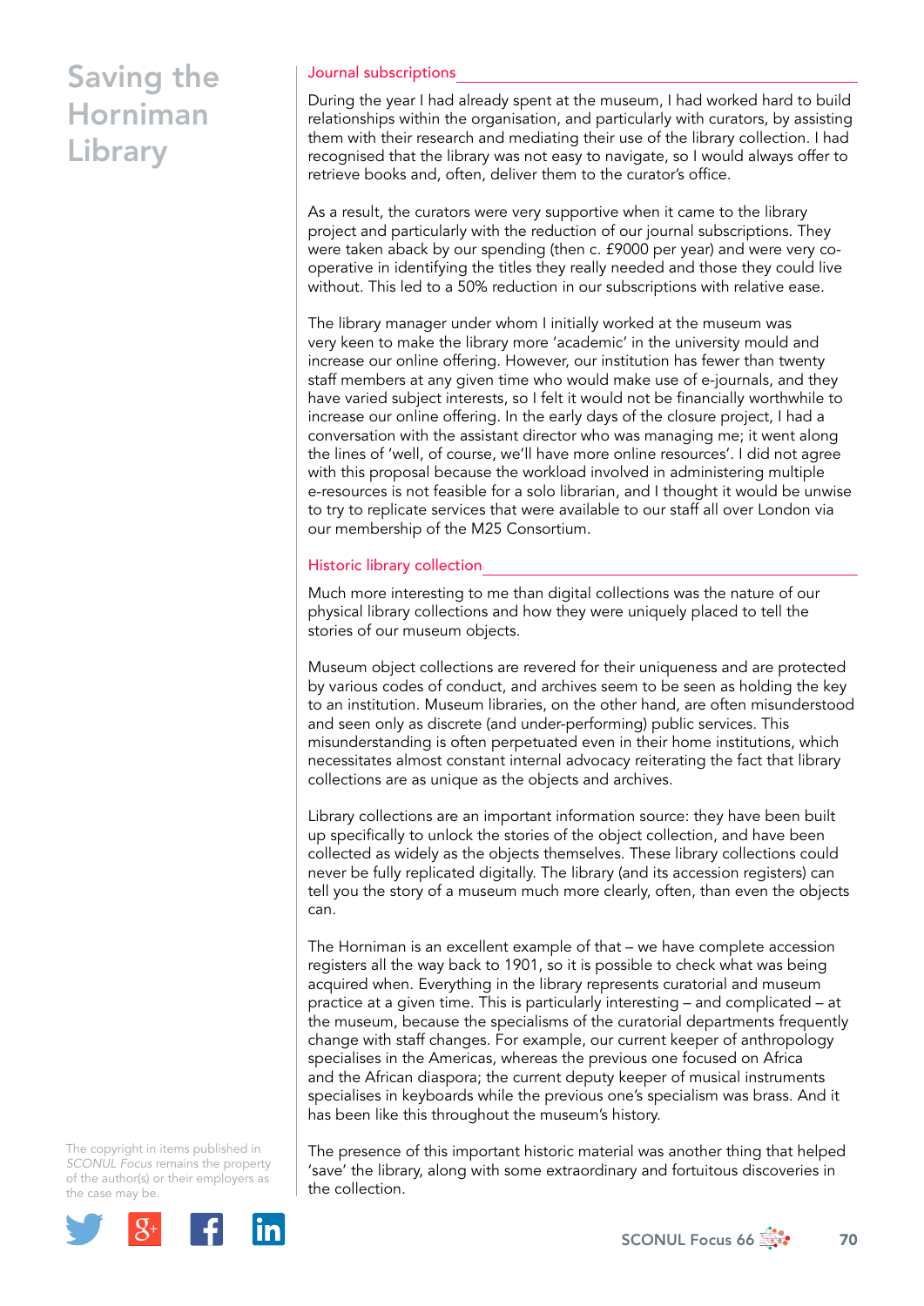## Journal subscriptions

During the year I had already spent at the museum, I had worked hard to build relationships within the organisation, and particularly with curators, by assisting them with their research and mediating their use of the library collection. I had recognised that the library was not easy to navigate, so I would always offer to retrieve books and, often, deliver them to the curator's office.

As a result, the curators were very supportive when it came to the library project and particularly with the reduction of our journal subscriptions. They were taken aback by our spending (then c. £9000 per year) and were very co-operative in identifying the titles they really needed and those they could live without. This led to a 50% reduction in our subscriptions with relative ease.

The library manager under whom I initially worked at the museum was very keen to make the library more 'academic' in the university mould and increase our online offering. However, our institution has fewer than twenty staff members at any given time who would make use of e-journals, and they have varied subject interests, so I felt it would not be financially worthwhile to increase our online offering. In the early days of the closure project, I had a conversation with the assistant director who was managing me; it went along the lines of 'well, of course, we'll have more online resources'. I did not agree with this proposal because the workload involved in administering multiple e-resources is not feasible for a solo librarian, and I thought it would be unwise to try to replicate services that were available to our staff all over London via our membership of the M25 Consortium.

## Historic library collection

Much more interesting to me than digital collections was the nature of our physical library collections and how they were uniquely placed to tell the stories of our museum objects.

Museum object collections are revered for their uniqueness and are protected by various codes of conduct, and archives seem to be seen as holding the key to an institution. Museum libraries, on the other hand, are often misunderstood and seen only as discrete (and under-performing) public services. This misunderstanding is often perpetuated even in their home institutions, which necessitates almost constant internal advocacy reiterating the fact that library collections are as unique as the objects and archives.

Library collections are an important information source: they have been built up specifically to unlock the stories of the object collection, and have been collected as widely as the objects themselves. These library collections could never be fully replicated digitally. The library (and its accession registers) can tell you the story of a museum much more clearly, often, than even the objects can.

The Horniman is an excellent example of that – we have complete accession registers all the way back to 1901, so it is possible to check what was being acquired when. Everything in the library represents curatorial and museum practice at a given time. This is particularly interesting – and complicated – at the museum, because the specialisms of the curatorial departments frequently change with staff changes. For example, our current keeper of anthropology specialises in the Americas, whereas the previous one focused on Africa and the African diaspora; the current deputy keeper of musical instruments specialises in keyboards while the previous one's specialism was brass. And it has been like this throughout the museum's history.

The presence of this important historic material was another thing that helped 'save' the library, along with some extraordinary and fortuitous discoveries in the collection.

The copyright in items published in *SCONUL Focus* remains the property of the author(s) or their employers as the case may be.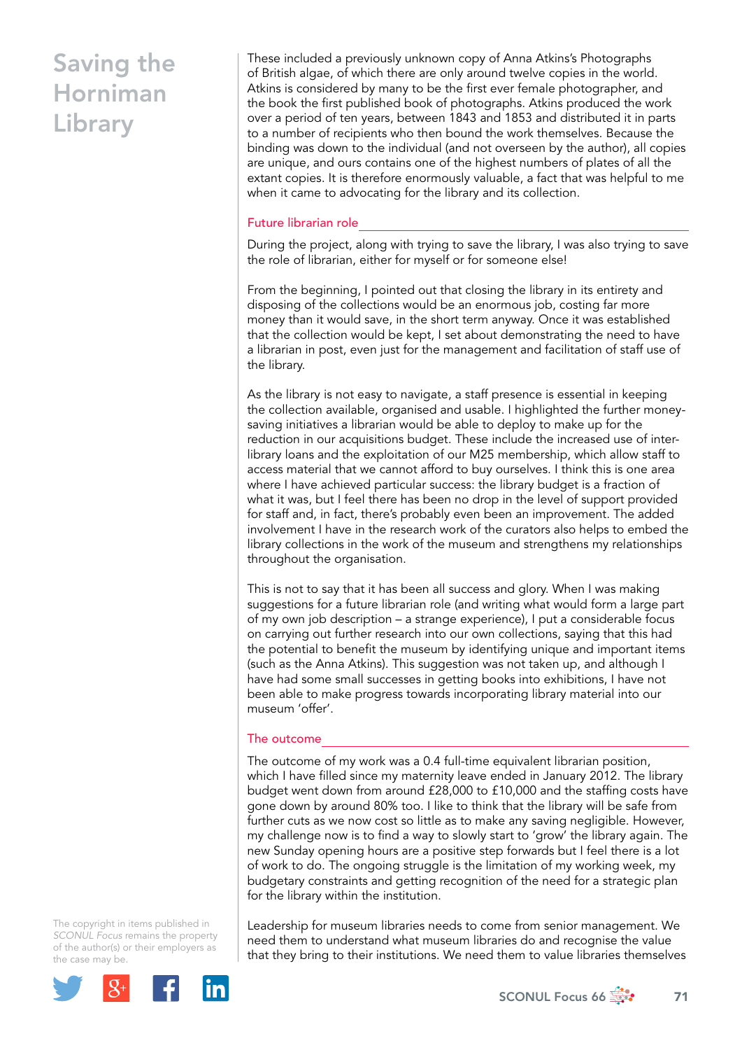These included a previously unknown copy of Anna Atkins's Photographs of British algae, of which there are only around twelve copies in the world. Atkins is considered by many to be the first ever female photographer, and the book the first published book of photographs. Atkins produced the work over a period of ten years, between 1843 and 1853 and distributed it in parts to a number of recipients who then bound the work themselves. Because the binding was down to the individual (and not overseen by the author), all copies are unique, and ours contains one of the highest numbers of plates of all the extant copies. It is therefore enormously valuable, a fact that was helpful to me when it came to advocating for the library and its collection.

## Future librarian role

During the project, along with trying to save the library, I was also trying to save the role of librarian, either for myself or for someone else!

From the beginning, I pointed out that closing the library in its entirety and disposing of the collections would be an enormous job, costing far more money than it would save, in the short term anyway. Once it was established that the collection would be kept, I set about demonstrating the need to have a librarian in post, even just for the management and facilitation of staff use of the library.

As the library is not easy to navigate, a staff presence is essential in keeping the collection available, organised and usable. I highlighted the further money-saving initiatives a librarian would be able to deploy to make up for the reduction in our acquisitions budget. These include the increased use of inter-library loans and the exploitation of our M25 membership, which allow staff to access material that we cannot afford to buy ourselves. I think this is one area where I have achieved particular success: the library budget is a fraction of what it was, but I feel there has been no drop in the level of support provided for staff and, in fact, there's probably even been an improvement. The added involvement I have in the research work of the curators also helps to embed the library collections in the work of the museum and strengthens my relationships throughout the organisation.

This is not to say that it has been all success and glory. When I was making suggestions for a future librarian role (and writing what would form a large part of my own job description – a strange experience), I put a considerable focus on carrying out further research into our own collections, saying that this had the potential to benefit the museum by identifying unique and important items (such as the Anna Atkins). This suggestion was not taken up, and although I have had some small successes in getting books into exhibitions, I have not been able to make progress towards incorporating library material into our museum 'offer'.

## The outcome

The outcome of my work was a 0.4 full-time equivalent librarian position, which I have filled since my maternity leave ended in January 2012. The library budget went down from around £28,000 to £10,000 and the staffing costs have gone down by around 80% too. I like to think that the library will be safe from further cuts as we now cost so little as to make any saving negligible. However, my challenge now is to find a way to slowly start to 'grow' the library again. The new Sunday opening hours are a positive step forwards but I feel there is a lot of work to do. The ongoing struggle is the limitation of my working week, my budgetary constraints and getting recognition of the need for a strategic plan for the library within the institution.

Leadership for museum libraries needs to come from senior management. We need them to understand what museum libraries do and recognise the value that they bring to their institutions. We need them to value libraries themselves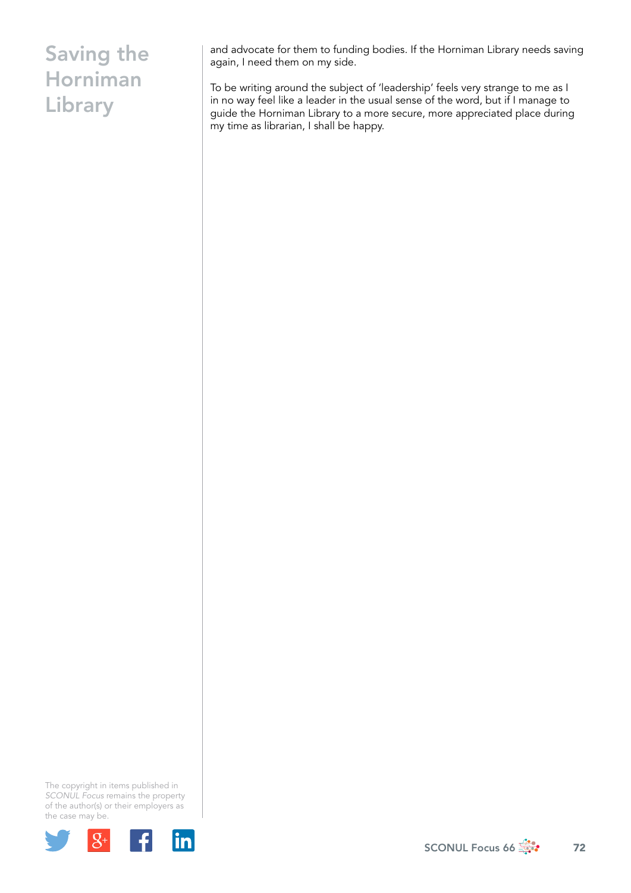and advocate for them to funding bodies. If the Horniman Library needs saving again, I need them on my side.

To be writing around the subject of 'leadership' feels very strange to me as I in no way feel like a leader in the usual sense of the word, but if I manage to guide the Horniman Library to a more secure, more appreciated place during my time as librarian, I shall be happy.

The copyright in items published in *SCONUL Focus* remains the property of the author(s) or their employers as the case may be.